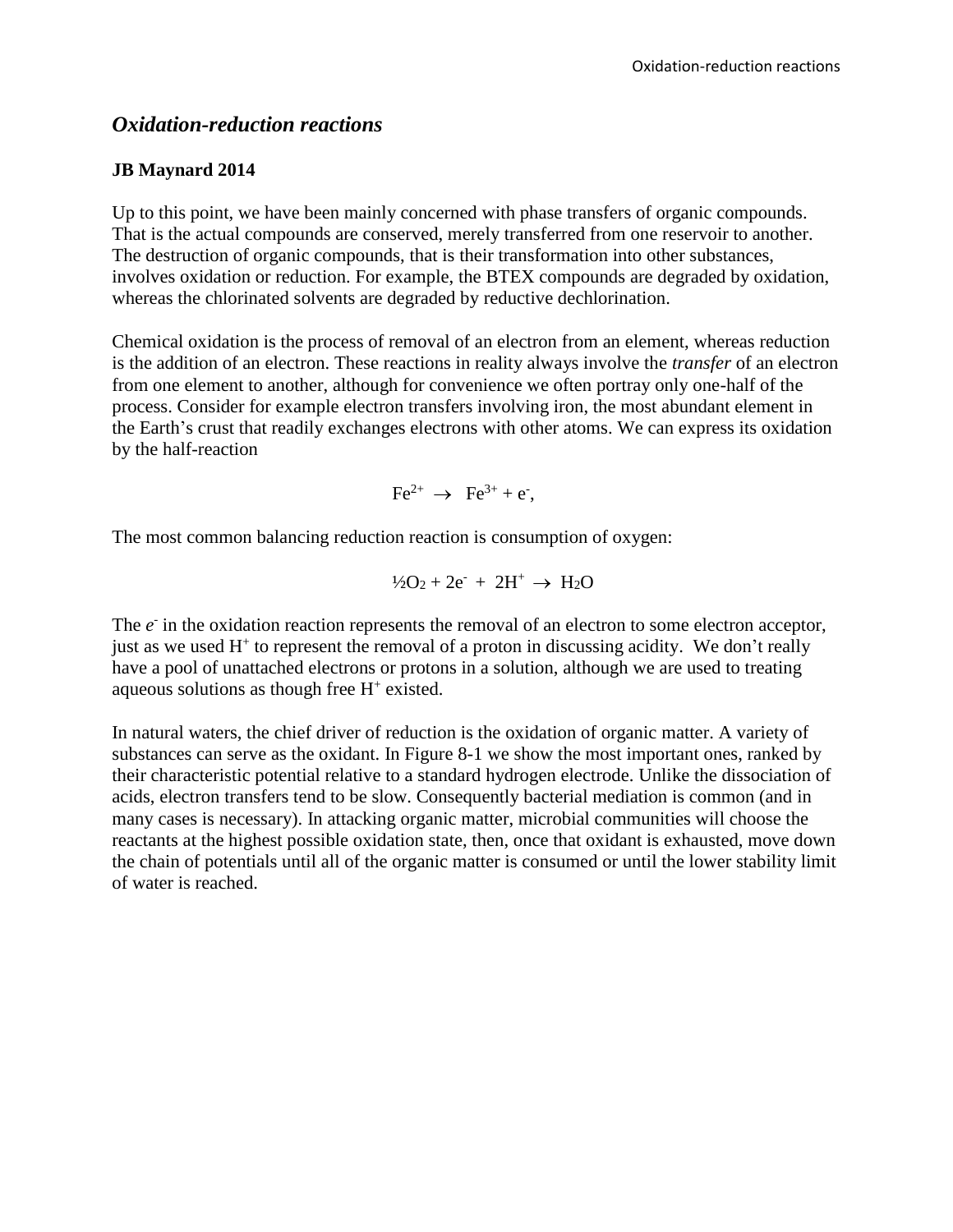# *Oxidation-reduction reactions*

**JB Maynard 2014**

Up to this point, we have been mainly concerned with phase transfers of organic compounds. That is the actual compounds are conserved, merely transferred from one reservoir to another. The destruction of organic compounds, that is their transformation into other substances, involves oxidation or reduction. For example, the BTEX compounds are degraded by oxidation, whereas the chlorinated solvents are degraded by reductive dechlorination.

Chemical oxidation is the process of removal of an electron from an element, whereas reduction is the addition of an electron. These reactions in reality always involve the *transfer* of an electron from one element to another, although for convenience we often portray only one-half of the process. Consider for example electron transfers involving iron, the most abundant element in the Earth's crust that readily exchanges electrons with other atoms. We can express its oxidation by the half-reaction

$$Fe^{2+} \rightarrow Fe^{3+} + e^-,$$

The most common balancing reduction reaction is consumption of oxygen:

$$½O_2 + 2e^- + 2H^+ \rightarrow H_2O$$

The $e^-$ in the oxidation reaction represents the removal of an electron to some electron acceptor, just as we used $H^+$ to represent the removal of a proton in discussing acidity. We don't really have a pool of unattached electrons or protons in a solution, although we are used to treating aqueous solutions as though free $H^+$ existed.

In natural waters, the chief driver of reduction is the oxidation of organic matter. A variety of substances can serve as the oxidant. In Figure 8-1 we show the most important ones, ranked by their characteristic potential relative to a standard hydrogen electrode. Unlike the dissociation of acids, electron transfers tend to be slow. Consequently bacterial mediation is common (and in many cases is necessary). In attacking organic matter, microbial communities will choose the reactants at the highest possible oxidation state, then, once that oxidant is exhausted, move down the chain of potentials until all of the organic matter is consumed or until the lower stability limit of water is reached.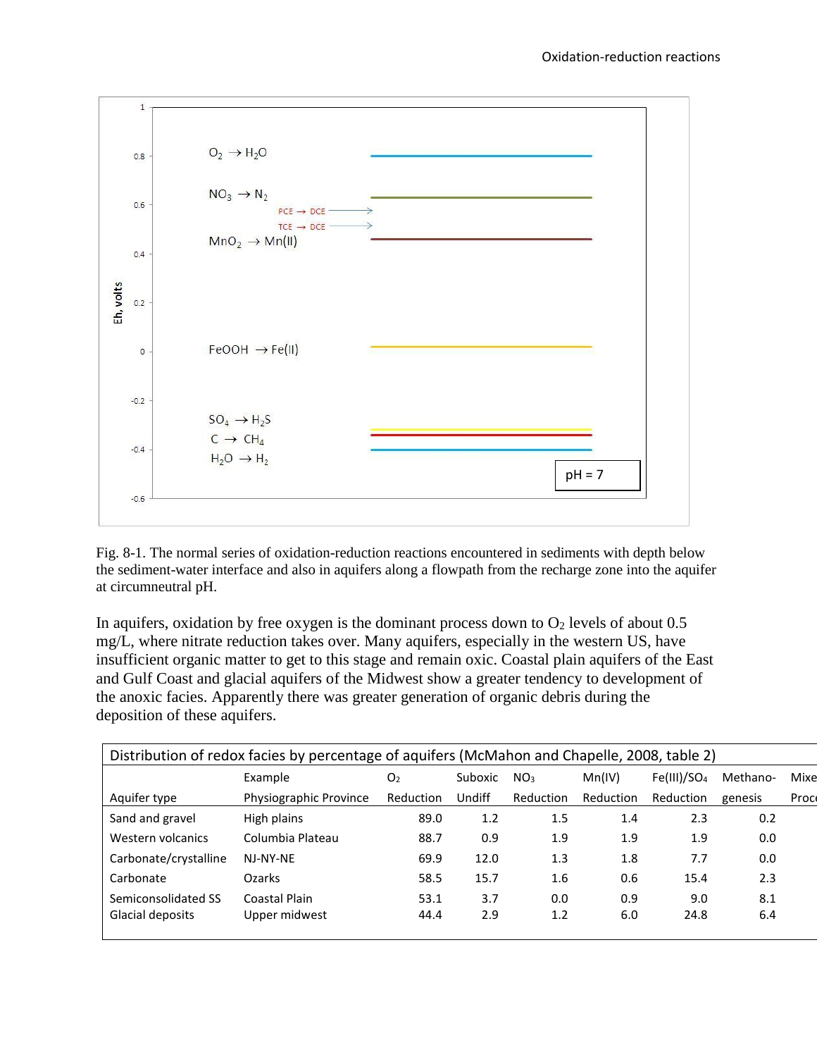Fig. 8-1. The normal series of oxidation-reduction reactions encountered in sediments with depth below the sediment-water interface and also in aquifers along a flowpath from the recharge zone into the aquifer at circumneutral pH.

In aquifers, oxidation by free oxygen is the dominant process down to $O_2$ levels of about 0.5 mg/L, where nitrate reduction takes over. Many aquifers, especially in the western US, have insufficient organic matter to get to this stage and remain oxic. Coastal plain aquifers of the East and Gulf Coast and glacial aquifers of the Midwest show a greater tendency to development of the anoxic facies. Apparently there was greater generation of organic debris during the deposition of these aquifers.

Distribution of redox facies by percentage of aquifers (McMahon and Chapelle, 2008, table 2)

| Aquifer type | Example Physiographic Province | $O_2$ Reduction | Suboxic Undiff | $NO_3$ Reduction | Mn(IV) Reduction | Fe(III)/$SO_4$ Reduction | Methano-genesis | Mixe Proc |
|---|---|---|---|---|---|---|---|---|
| Sand and gravel | High plains | 89.0 | 1.2 | 1.5 | 1.4 | 2.3 | 0.2 | |
| Western volcanics | Columbia Plateau | 88.7 | 0.9 | 1.9 | 1.9 | 1.9 | 0.0 | |
| Carbonate/crystalline | NJ-NY-NE | 69.9 | 12.0 | 1.3 | 1.8 | 7.7 | 0.0 | |
| Carbonate | Ozarks | 58.5 | 15.7 | 1.6 | 0.6 | 15.4 | 2.3 | |
| Semiconsolidated SS | Coastal Plain | 53.1 | 3.7 | 0.0 | 0.9 | 9.0 | 8.1 | |
| Glacial deposits | Upper midwest | 44.4 | 2.9 | 1.2 | 6.0 | 24.8 | 6.4 | |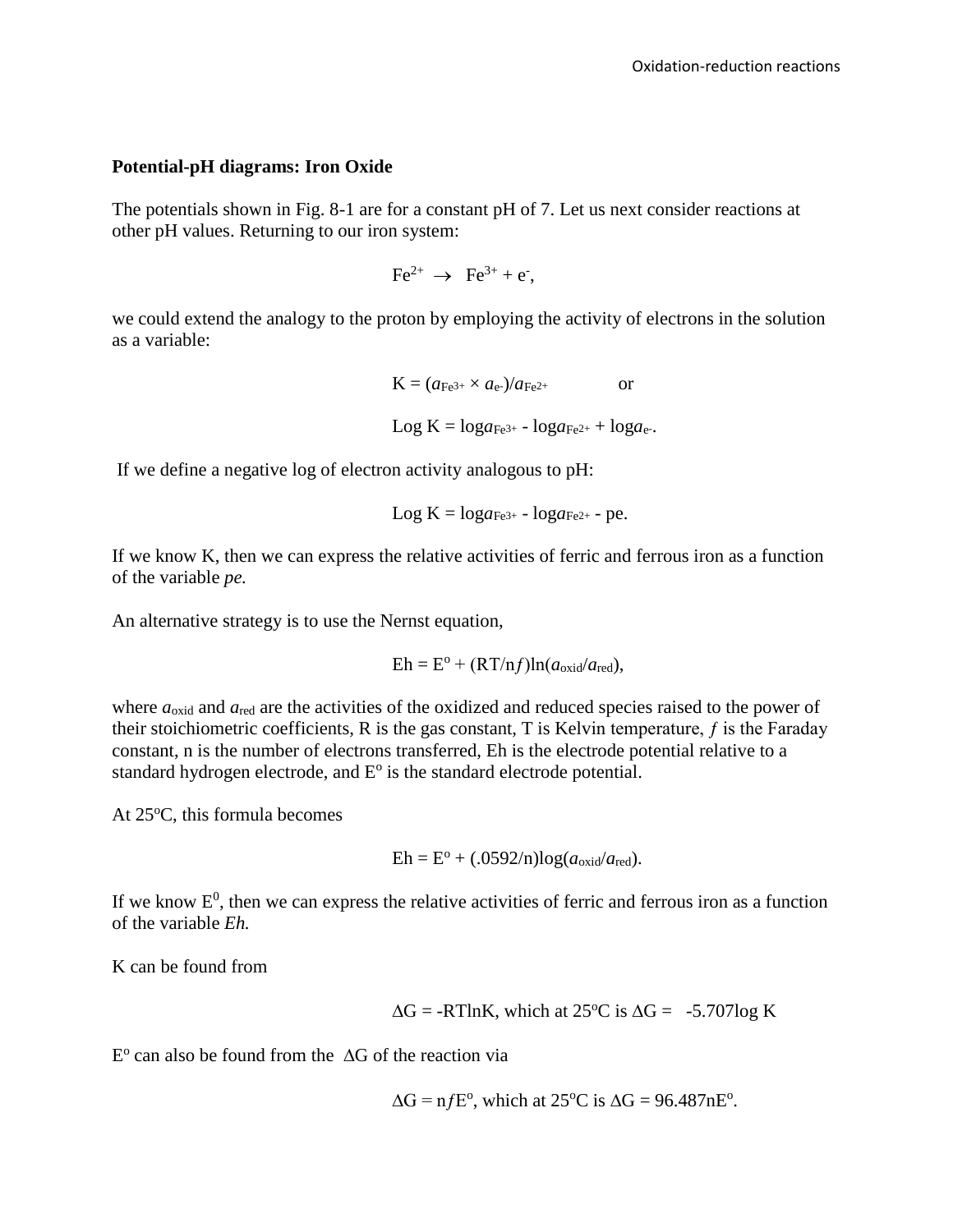**Potential-pH diagrams: Iron Oxide**

The potentials shown in Fig. 8-1 are for a constant pH of 7. Let us next consider reactions at other pH values. Returning to our iron system:

$$Fe^{2+} \rightarrow Fe^{3+} + e^-,$$

we could extend the analogy to the proton by employing the activity of electrons in the solution as a variable:

$$K = (a_{Fe^{3+}} \times a_{e^-})/a_{Fe^{2+}} \qquad \text{or}$$

$$\text{Log } K = \log a_{Fe^{3+}} - \log a_{Fe^{2+}} + \log a_{e^-}.$$

If we define a negative log of electron activity analogous to pH:

$$\text{Log } K = \log a_{Fe^{3+}} - \log a_{Fe^{2+}} - \text{pe}.$$

If we know K, then we can express the relative activities of ferric and ferrous iron as a function of the variable *pe.*

An alternative strategy is to use the Nernst equation,

$$Eh = E^o + (RT/nf)\ln(a_{oxid}/a_{red}),$$

where $a_{oxid}$ and $a_{red}$ are the activities of the oxidized and reduced species raised to the power of their stoichiometric coefficients, R is the gas constant, T is Kelvin temperature, $f$ is the Faraday constant, n is the number of electrons transferred, Eh is the electrode potential relative to a standard hydrogen electrode, and $E^o$ is the standard electrode potential.

At 25ºC, this formula becomes

$$Eh = E^o + (.0592/n)\log(a_{oxid}/a_{red}).$$

If we know $E^0$, then we can express the relative activities of ferric and ferrous iron as a function of the variable *Eh.*

K can be found from

$$\Delta G = -RT\ln K, \text{ which at 25ºC is } \Delta G = -5.707\log K$$

$E^o$ can also be found from the $\Delta G$ of the reaction via

$$\Delta G = nfE^o, \text{ which at 25ºC is } \Delta G = 96.487nE^o.$$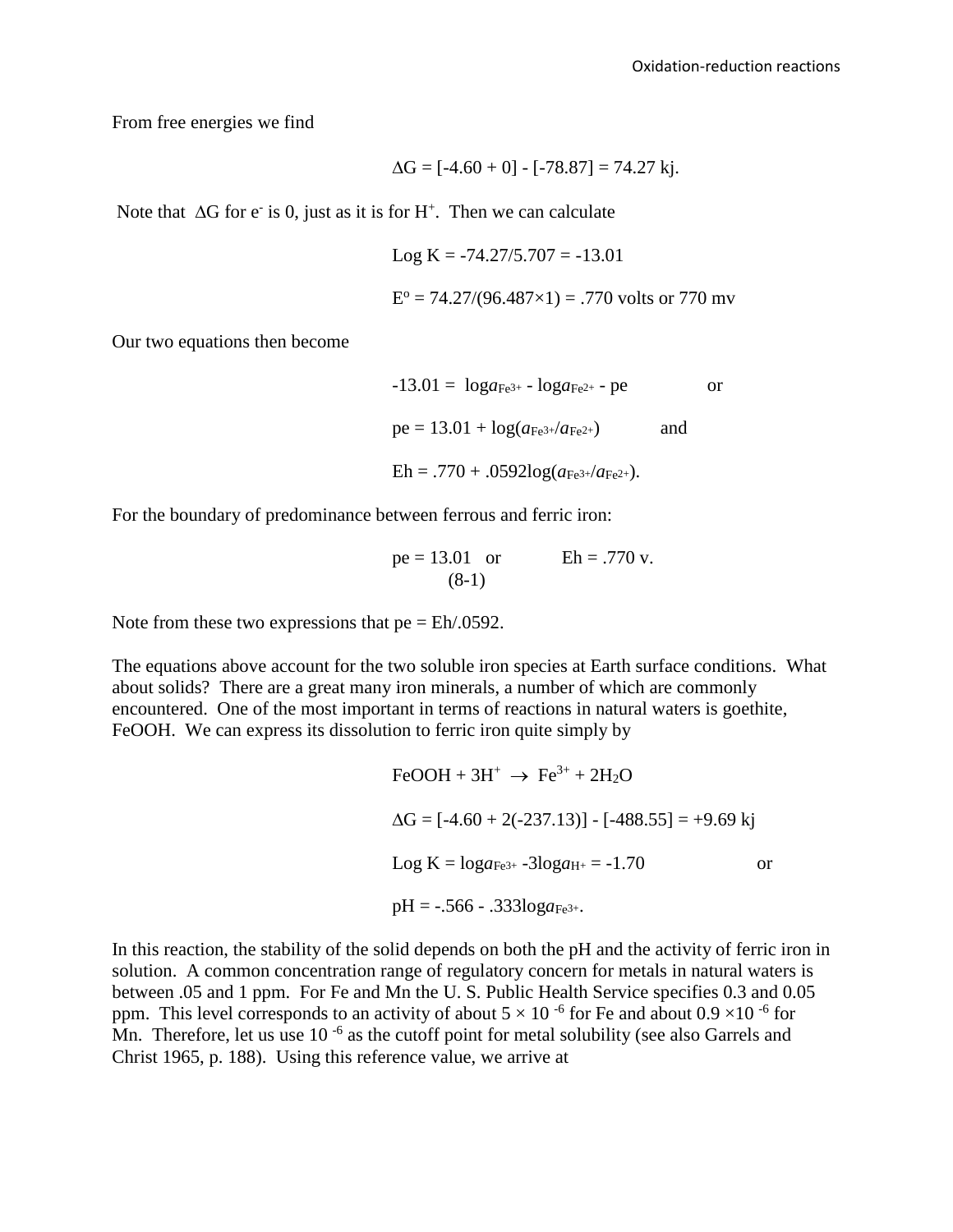From free energies we find

$$\Delta G = [-4.60 + 0] - [-78.87] = 74.27 \text{ kj}.$$

Note that $\Delta G$ for $e^-$ is 0, just as it is for $H^+$. Then we can calculate

$$\text{Log } K = -74.27/5.707 = -13.01$$

$$E^o = 74.27/(96.487\times1) = .770 \text{ volts or } 770 \text{ mv}$$

Our two equations then become

$$-13.01 = \log a_{Fe^{3+}} - \log a_{Fe^{2+}} - \text{pe} \quad \text{or}$$

$$\text{pe} = 13.01 + \log(a_{Fe^{3+}}/a_{Fe^{2+}}) \quad \text{and}$$

$$\text{Eh} = .770 + .0592\log(a_{Fe^{3+}}/a_{Fe^{2+}}).$$

For the boundary of predominance between ferrous and ferric iron:

$$\text{pe} = 13.01 \quad \text{or} \quad \text{Eh} = .770 \text{ v.} \tag{8-1}$$

Note from these two expressions that pe = Eh/.0592.

The equations above account for the two soluble iron species at Earth surface conditions. What about solids? There are a great many iron minerals, a number of which are commonly encountered. One of the most important in terms of reactions in natural waters is goethite, FeOOH. We can express its dissolution to ferric iron quite simply by

$$FeOOH + 3H^+ \rightarrow Fe^{3+} + 2H_2O$$

$$\Delta G = [-4.60 + 2(-237.13)] - [-488.55] = +9.69 \text{ kj}$$

$$\text{Log } K = \log a_{Fe^{3+}} - 3\log a_{H^+} = -1.70 \quad \text{or}$$

$$\text{pH} = -.566 - .333\log a_{Fe^{3+}}.$$

In this reaction, the stability of the solid depends on both the pH and the activity of ferric iron in solution. A common concentration range of regulatory concern for metals in natural waters is between .05 and 1 ppm. For Fe and Mn the U. S. Public Health Service specifies 0.3 and 0.05 ppm. This level corresponds to an activity of about $5 \times 10^{-6}$ for Fe and about $0.9 \times 10^{-6}$ for Mn. Therefore, let us use $10^{-6}$ as the cutoff point for metal solubility (see also Garrels and Christ 1965, p. 188). Using this reference value, we arrive at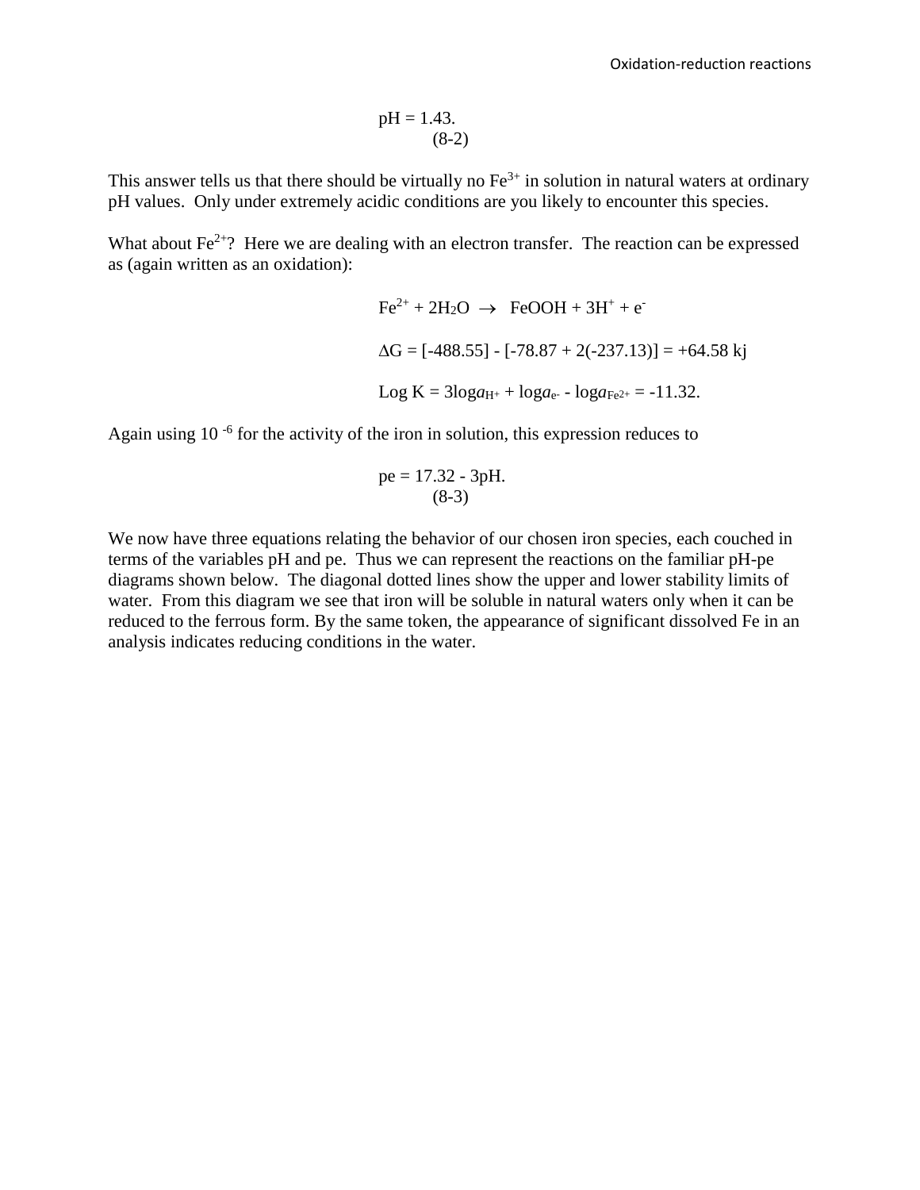$$pH = 1.43. \tag{8-2}$$

This answer tells us that there should be virtually no $Fe^{3+}$ in solution in natural waters at ordinary pH values. Only under extremely acidic conditions are you likely to encounter this species.

What about $Fe^{2+}$? Here we are dealing with an electron transfer. The reaction can be expressed as (again written as an oxidation):

$$Fe^{2+} + 2H_2O \rightarrow FeOOH + 3H^+ + e^-$$

$$\Delta G = [-488.55] - [-78.87 + 2(-237.13)] = +64.58 \text{ kj}$$

$$\text{Log } K = 3\log a_{H^+} + \log a_{e^-} - \log a_{Fe^{2+}} = -11.32.$$

Again using $10^{-6}$ for the activity of the iron in solution, this expression reduces to

$$pe = 17.32 - 3pH. \tag{8-3}$$

We now have three equations relating the behavior of our chosen iron species, each couched in terms of the variables pH and pe. Thus we can represent the reactions on the familiar pH-pe diagrams shown below. The diagonal dotted lines show the upper and lower stability limits of water. From this diagram we see that iron will be soluble in natural waters only when it can be reduced to the ferrous form. By the same token, the appearance of significant dissolved Fe in an analysis indicates reducing conditions in the water.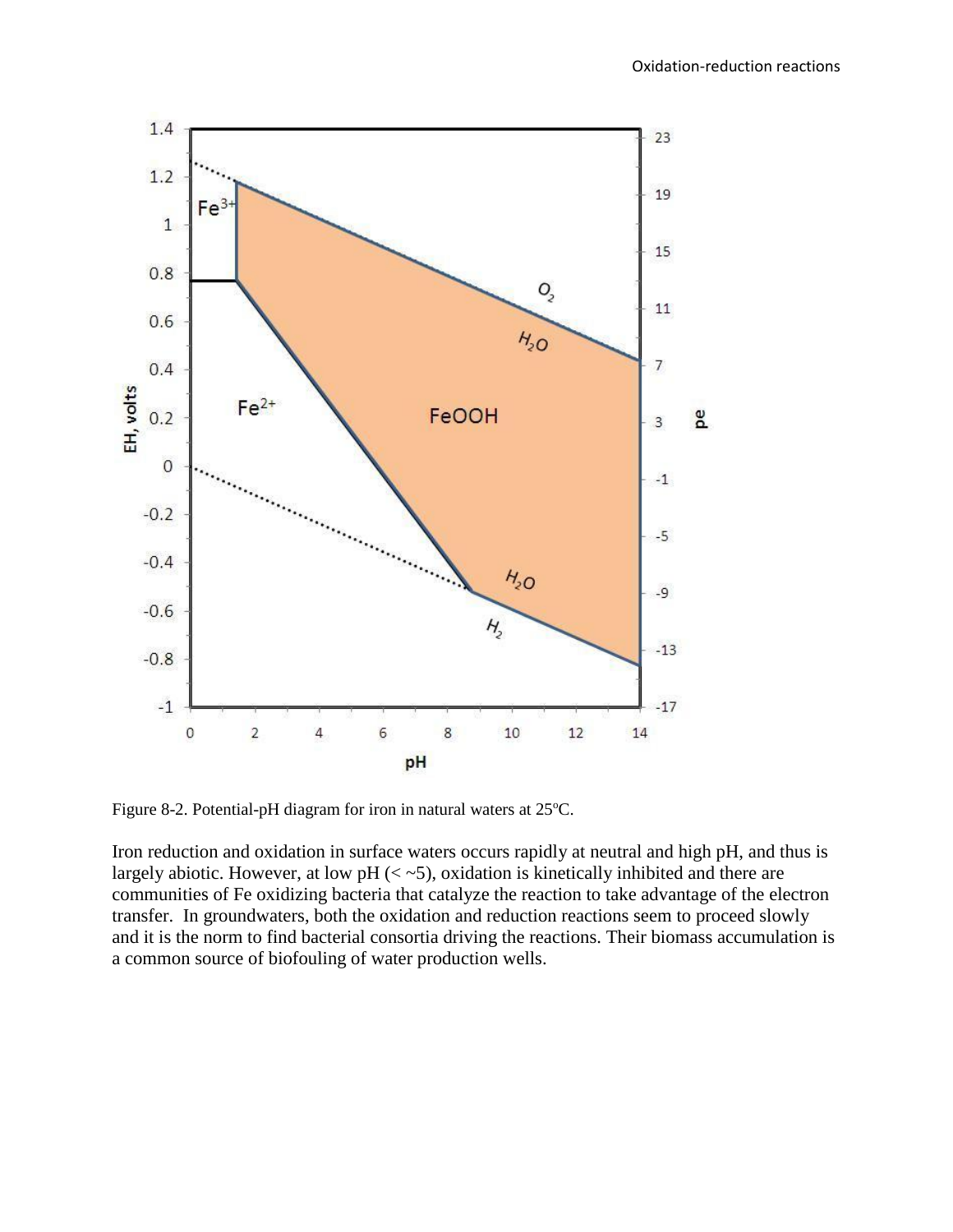Figure 8-2. Potential-pH diagram for iron in natural waters at 25ºC.

Iron reduction and oxidation in surface waters occurs rapidly at neutral and high pH, and thus is largely abiotic. However, at low pH (< ~5), oxidation is kinetically inhibited and there are communities of Fe oxidizing bacteria that catalyze the reaction to take advantage of the electron transfer. In groundwaters, both the oxidation and reduction reactions seem to proceed slowly and it is the norm to find bacterial consortia driving the reactions. Their biomass accumulation is a common source of biofouling of water production wells.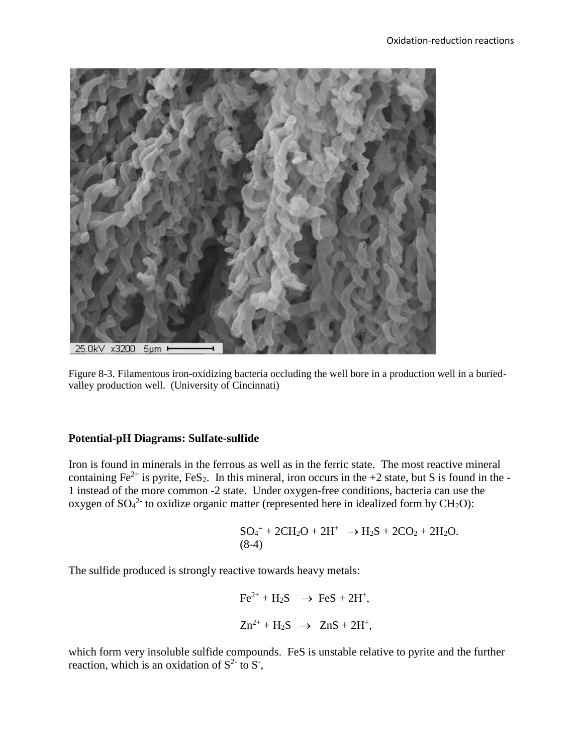Figure 8-3. Filamentous iron-oxidizing bacteria occluding the well bore in a production well in a buried-valley production well. (University of Cincinnati)

## Potential-pH Diagrams: Sulfate-sulfide

Iron is found in minerals in the ferrous as well as in the ferric state. The most reactive mineral containing $Fe^{2+}$ is pyrite, $FeS_2$. In this mineral, iron occurs in the +2 state, but S is found in the -1 instead of the more common -2 state. Under oxygen-free conditions, bacteria can use the oxygen of $SO_4^{2-}$ to oxidize organic matter (represented here in idealized form by $CH_2O$):

$$SO_4^{=} + 2CH_2O + 2H^+ \rightarrow H_2S + 2CO_2 + 2H_2O. \quad (8\text{-}4)$$

The sulfide produced is strongly reactive towards heavy metals:

$$Fe^{2+} + H_2S \rightarrow FeS + 2H^+,$$

$$Zn^{2+} + H_2S \rightarrow ZnS + 2H^+,$$

which form very insoluble sulfide compounds. FeS is unstable relative to pyrite and the further reaction, which is an oxidation of $S^{2-}$ to $S^-$,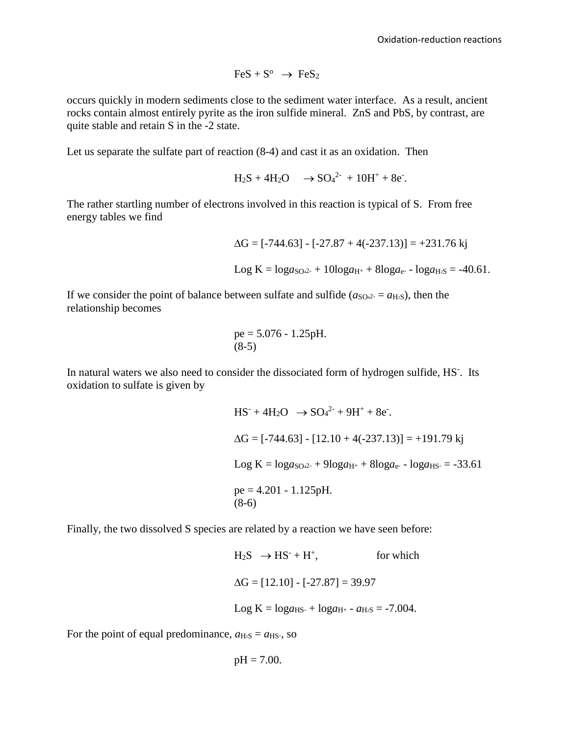$$FeS + S^o \rightarrow FeS_2$$

occurs quickly in modern sediments close to the sediment water interface. As a result, ancient rocks contain almost entirely pyrite as the iron sulfide mineral. ZnS and PbS, by contrast, are quite stable and retain S in the -2 state.

Let us separate the sulfate part of reaction (8-4) and cast it as an oxidation. Then

$$H_2S + 4H_2O \rightarrow SO_4^{2-} + 10H^+ + 8e^-.$$

The rather startling number of electrons involved in this reaction is typical of S. From free energy tables we find

$$\Delta G = [-744.63] - [-27.87 + 4(-237.13)] = +231.76 \text{ kj}$$

$$\text{Log } K = \log a_{SO_4^{2-}} + 10\log a_{H^+} + 8\log a_{e^-} - \log a_{H_2S} = -40.61.$$

If we consider the point of balance between sulfate and sulfide ($a_{SO_4^{2-}} = a_{H_2S}$), then the relationship becomes

$$pe = 5.076 - 1.25pH. \quad (8\text{-}5)$$

In natural waters we also need to consider the dissociated form of hydrogen sulfide, $HS^-$. Its oxidation to sulfate is given by

$$HS^- + 4H_2O \rightarrow SO_4^{2-} + 9H^+ + 8e^-.$$

$$\Delta G = [-744.63] - [12.10 + 4(-237.13)] = +191.79 \text{ kj}$$

$$\text{Log } K = \log a_{SO_4^{2-}} + 9\log a_{H^+} + 8\log a_{e^-} - \log a_{HS^-} = -33.61$$

$$pe = 4.201 - 1.125pH. \quad (8\text{-}6)$$

Finally, the two dissolved S species are related by a reaction we have seen before:

$$H_2S \rightarrow HS^- + H^+, \qquad \text{for which}$$

$$\Delta G = [12.10] - [-27.87] = 39.97$$

$$\text{Log } K = \log a_{HS^-} + \log a_{H^+} - a_{H_2S} = -7.004.$$

For the point of equal predominance, $a_{H_2S} = a_{HS^-}$, so

$$pH = 7.00.$$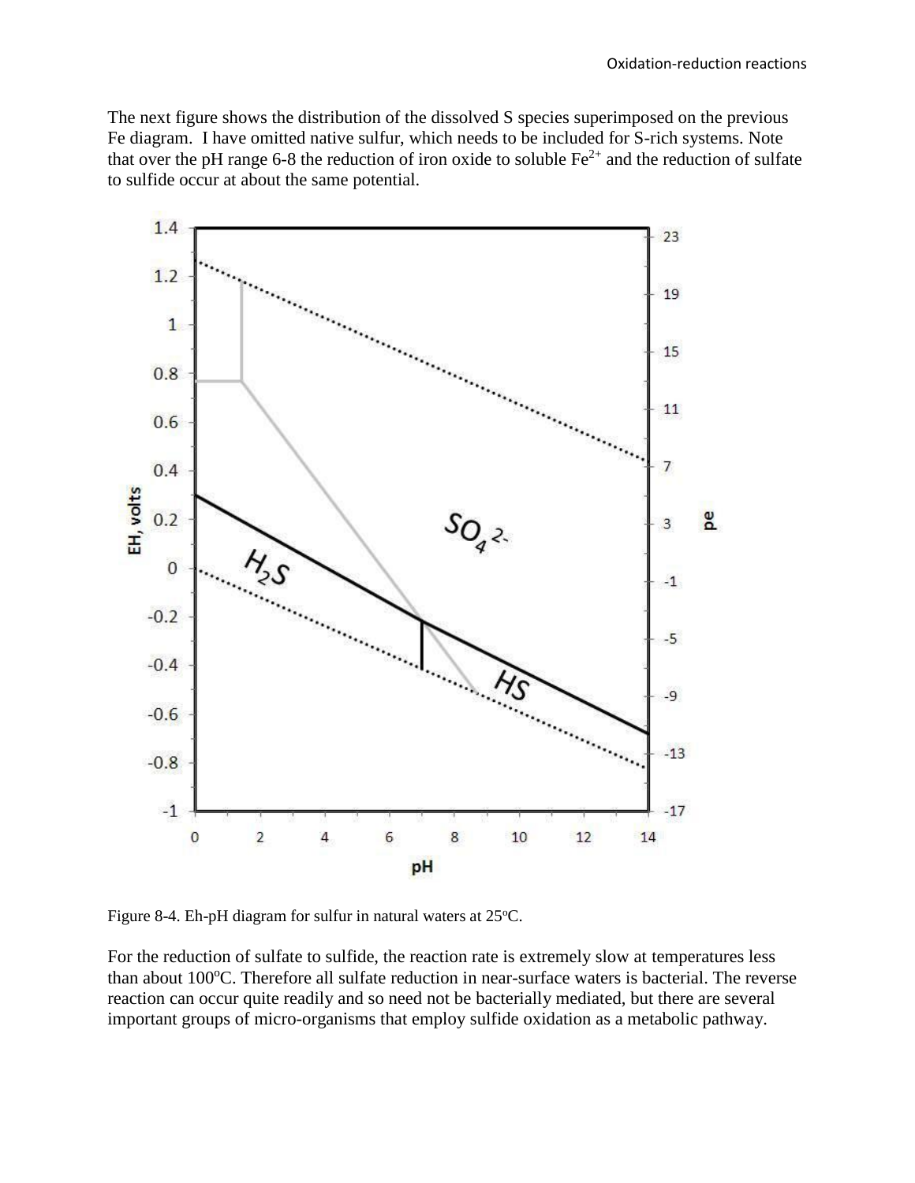The next figure shows the distribution of the dissolved S species superimposed on the previous Fe diagram. I have omitted native sulfur, which needs to be included for S-rich systems. Note that over the pH range 6-8 the reduction of iron oxide to soluble $Fe^{2+}$ and the reduction of sulfate to sulfide occur at about the same potential.

Figure 8-4. Eh-pH diagram for sulfur in natural waters at 25°C.

For the reduction of sulfate to sulfide, the reaction rate is extremely slow at temperatures less than about 100°C. Therefore all sulfate reduction in near-surface waters is bacterial. The reverse reaction can occur quite readily and so need not be bacterially mediated, but there are several important groups of micro-organisms that employ sulfide oxidation as a metabolic pathway.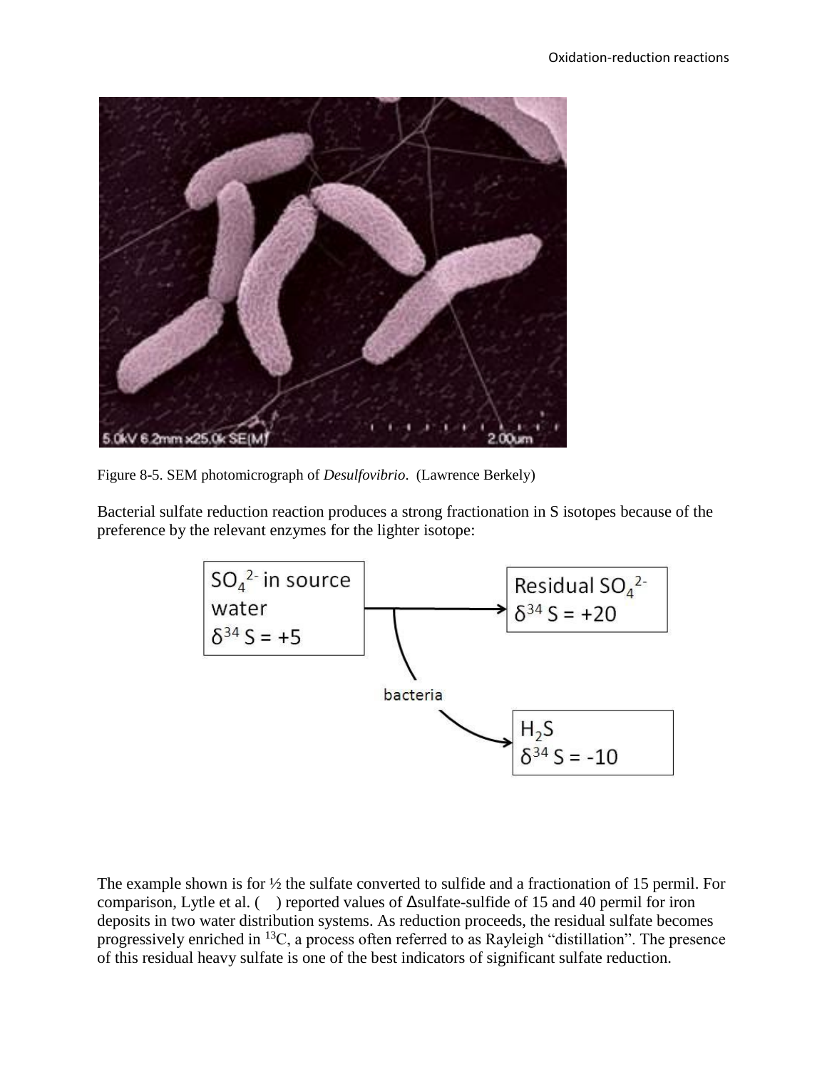Figure 8-5. SEM photomicrograph of *Desulfovibrio*. (Lawrence Berkely)

Bacterial sulfate reduction reaction produces a strong fractionation in S isotopes because of the preference by the relevant enzymes for the lighter isotope:

| $SO_4^{2-}$ in source water $\delta^{34}S = +5$ | → bacteria → | Residual $SO_4^{2-}$ $\delta^{34}S = +20$ |
| --- | --- | --- |
| | | $H_2S$ $\delta^{34}S = -10$ |

The example shown is for ½ the sulfate converted to sulfide and a fractionation of 15 permil. For comparison, Lytle et al. ( ) reported values of Δsulfate-sulfide of 15 and 40 permil for iron deposits in two water distribution systems. As reduction proceeds, the residual sulfate becomes progressively enriched in $^{13}C$, a process often referred to as Rayleigh "distillation". The presence of this residual heavy sulfate is one of the best indicators of significant sulfate reduction.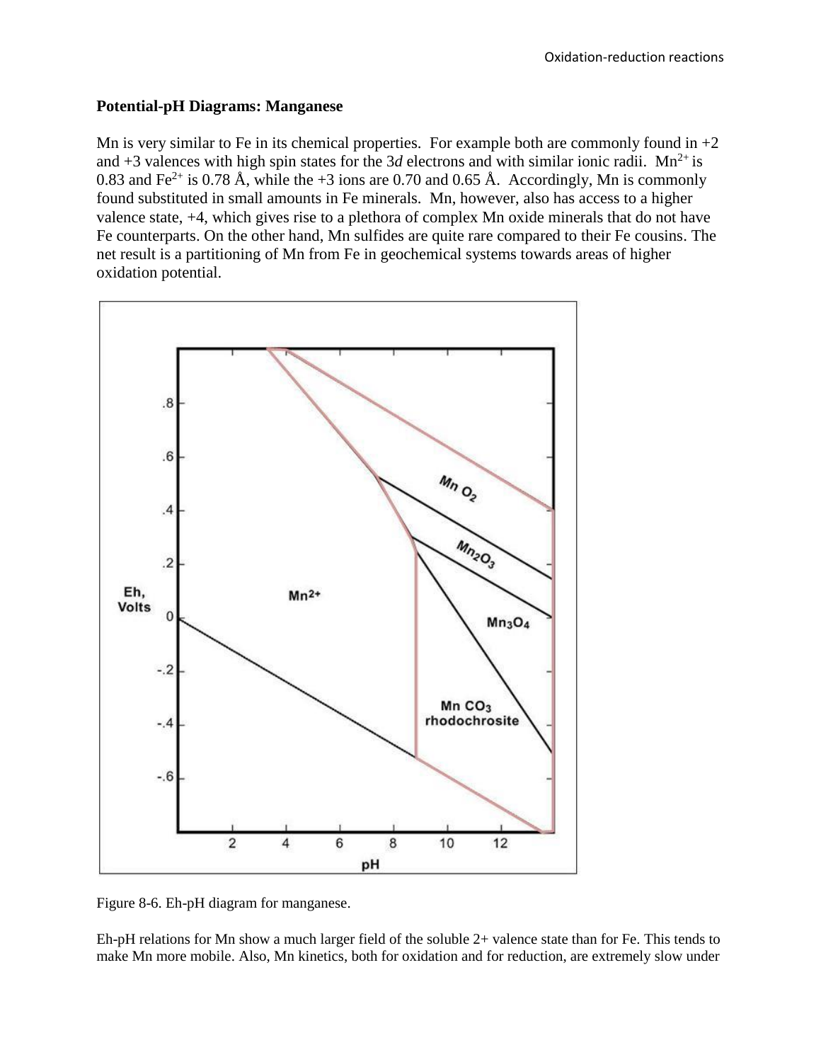**Potential-pH Diagrams: Manganese**

Mn is very similar to Fe in its chemical properties. For example both are commonly found in +2 and +3 valences with high spin states for the 3*d* electrons and with similar ionic radii. $Mn^{2+}$ is 0.83 and $Fe^{2+}$ is 0.78 Å, while the +3 ions are 0.70 and 0.65 Å. Accordingly, Mn is commonly found substituted in small amounts in Fe minerals. Mn, however, also has access to a higher valence state, +4, which gives rise to a plethora of complex Mn oxide minerals that do not have Fe counterparts. On the other hand, Mn sulfides are quite rare compared to their Fe cousins. The net result is a partitioning of Mn from Fe in geochemical systems towards areas of higher oxidation potential.

Figure 8-6. Eh-pH diagram for manganese.

Eh-pH relations for Mn show a much larger field of the soluble 2+ valence state than for Fe. This tends to make Mn more mobile. Also, Mn kinetics, both for oxidation and for reduction, are extremely slow under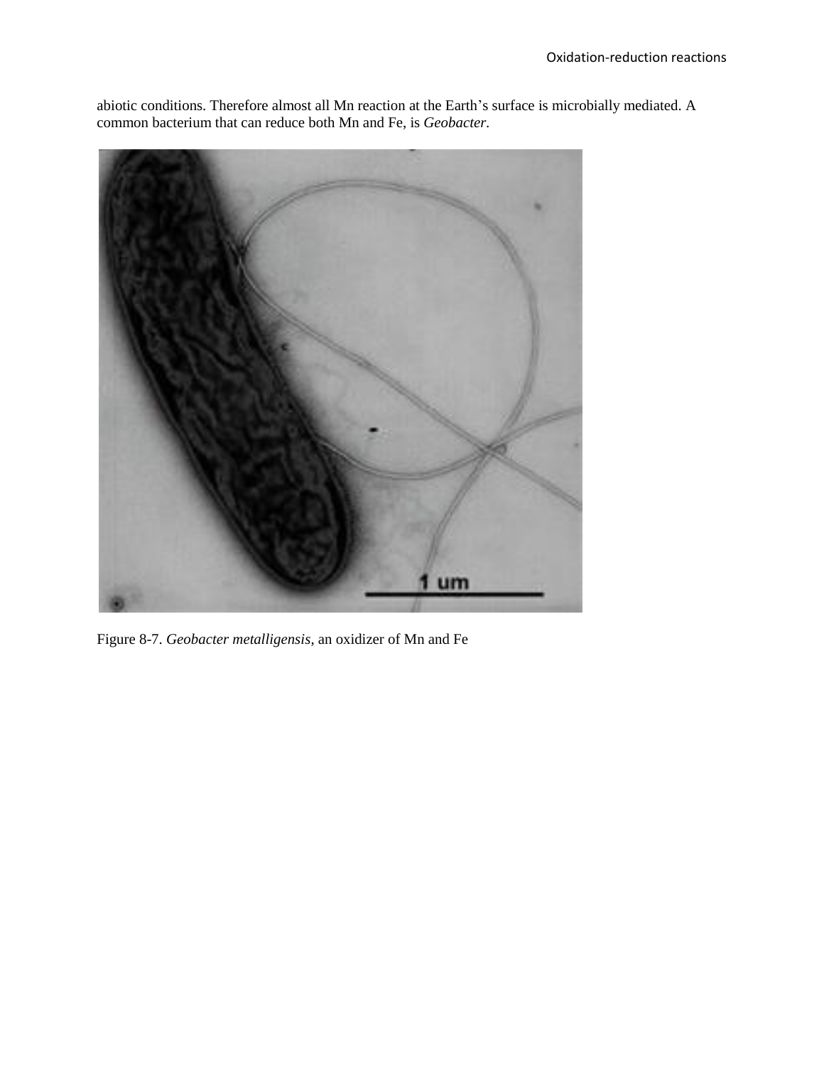abiotic conditions. Therefore almost all Mn reaction at the Earth's surface is microbially mediated. A common bacterium that can reduce both Mn and Fe, is *Geobacter*.

Figure 8-7. *Geobacter metalligensis*, an oxidizer of Mn and Fe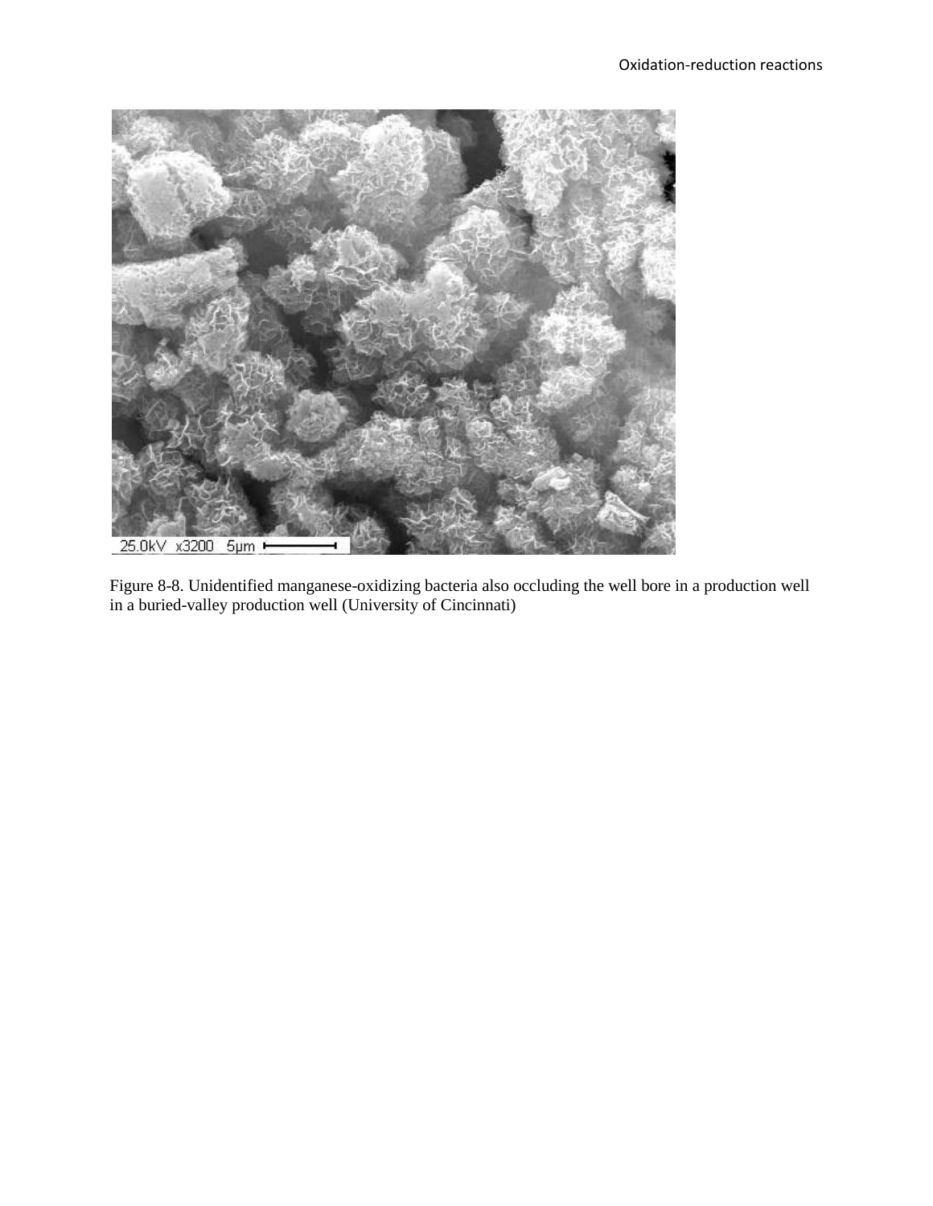Figure 8-8. Unidentified manganese-oxidizing bacteria also occluding the well bore in a production well in a buried-valley production well (University of Cincinnati)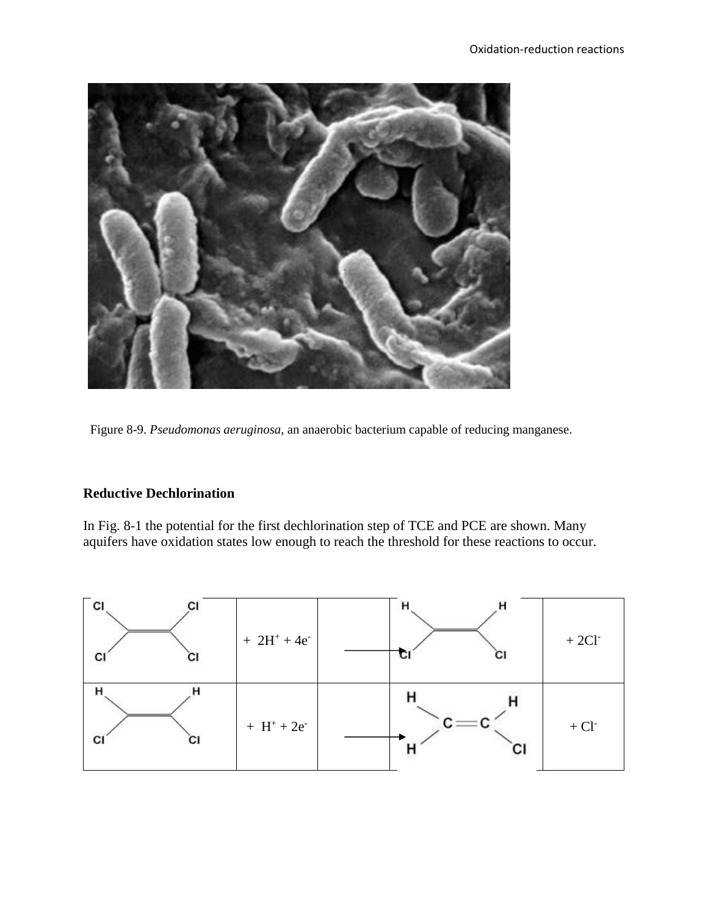Figure 8-9. *Pseudomonas aeruginosa*, an anaerobic bacterium capable of reducing manganese.

**Reductive Dechlorination**

In Fig. 8-1 the potential for the first dechlorination step of TCE and PCE are shown. Many aquifers have oxidation states low enough to reach the threshold for these reactions to occur.

| Reactant | | | Product | |
|---|---|---|---|---|
| $Cl_2C{=}CCl_2$ | $+ \ 2H^+ + 4e^-$ | $\longrightarrow$ | $HClC{=}CClH$ | $+ 2Cl^-$ |
| $HClC{=}CClH$ | $+ \ H^+ + 2e^-$ | $\longrightarrow$ | $H_2C{=}CHCl$ | $+ Cl^-$ |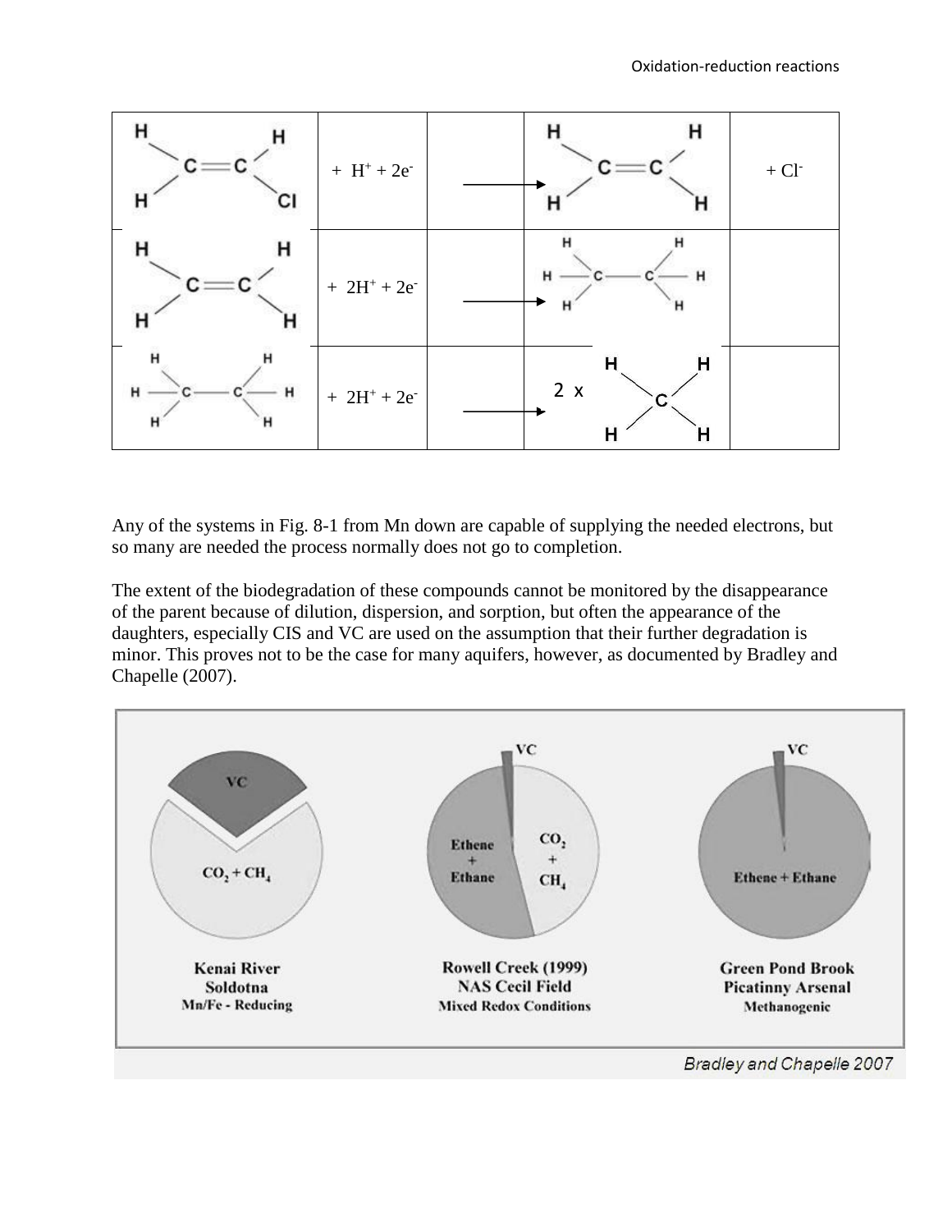| | | | | |
|---|---|---|---|---|
| $H_2C{=}CHCl$ | + $H^+$ + $2e^-$ | → | $H_2C{=}CH_2$ | + $Cl^-$ |
| $H_2C{=}CH_2$ | + $2H^+$ + $2e^-$ | → | $H_3C{-}CH_3$ | |
| $H_3C{-}CH_3$ | + $2H^+$ + $2e^-$ | → | 2 x $CH_4$ | |

Any of the systems in Fig. 8-1 from Mn down are capable of supplying the needed electrons, but so many are needed the process normally does not go to completion.

The extent of the biodegradation of these compounds cannot be monitored by the disappearance of the parent because of dilution, dispersion, and sorption, but often the appearance of the daughters, especially CIS and VC are used on the assumption that their further degradation is minor. This proves not to be the case for many aquifers, however, as documented by Bradley and Chapelle (2007).

*Bradley and Chapelle 2007*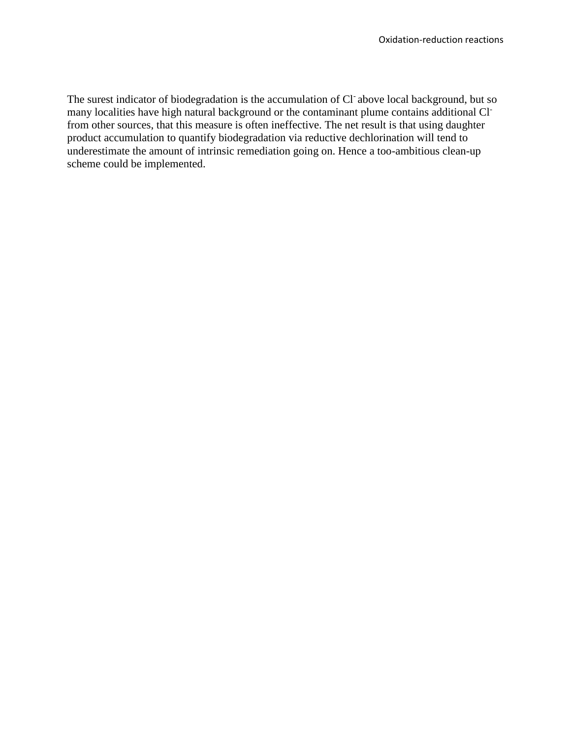The surest indicator of biodegradation is the accumulation of $Cl^-$ above local background, but so many localities have high natural background or the contaminant plume contains additional $Cl^-$ from other sources, that this measure is often ineffective. The net result is that using daughter product accumulation to quantify biodegradation via reductive dechlorination will tend to underestimate the amount of intrinsic remediation going on. Hence a too-ambitious clean-up scheme could be implemented.